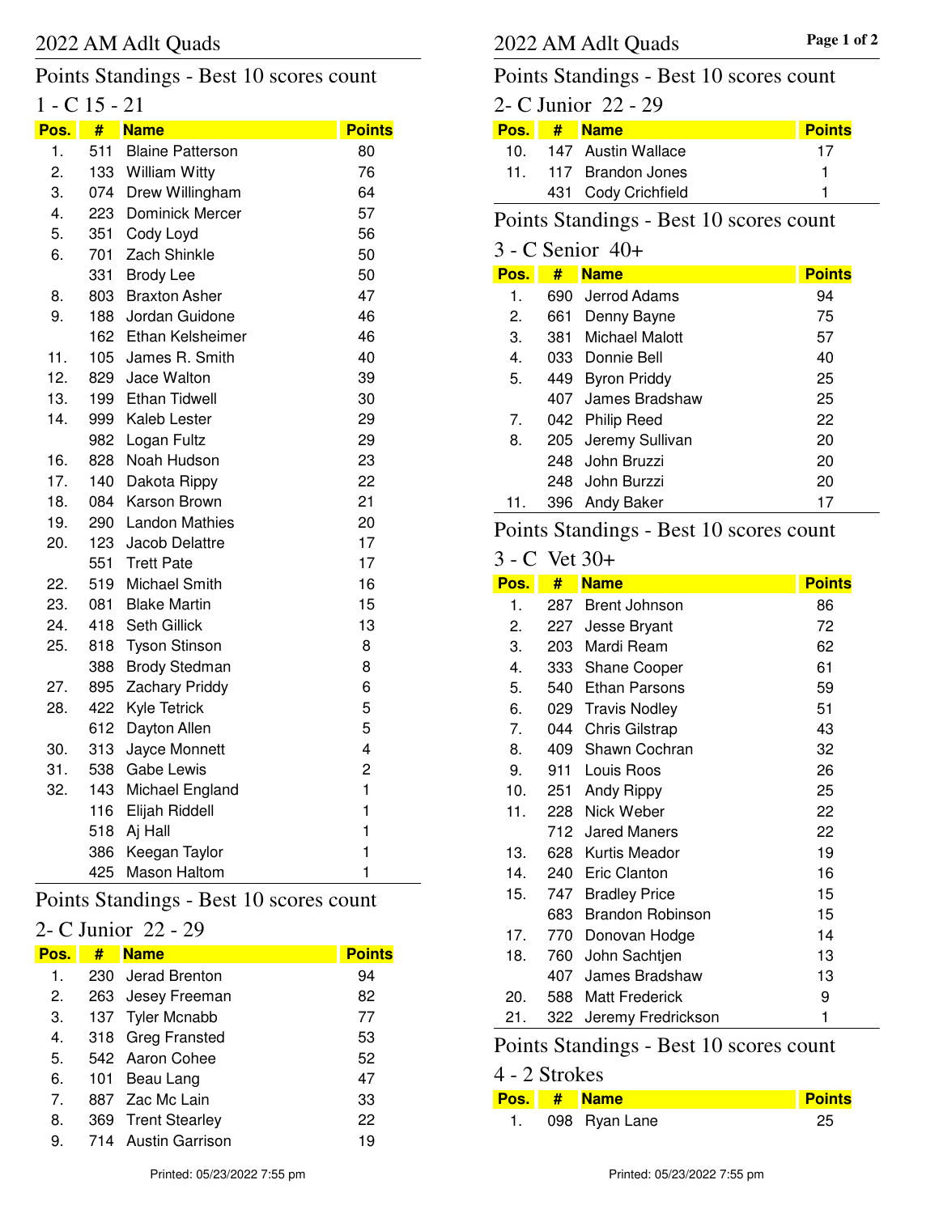# 2022 AM Adlt Quads

## Points Standings - Best 10 scores count

### 1 - C 15 - 21

| Pos. | # | Name | Points |
|---|---|---|---|
| 1. | 511 | Blaine Patterson | 80 |
| 2. | 133 | William Witty | 76 |
| 3. | 074 | Drew Willingham | 64 |
| 4. | 223 | Dominick Mercer | 57 |
| 5. | 351 | Cody Loyd | 56 |
| 6. | 701 | Zach Shinkle | 50 |
| | 331 | Brody Lee | 50 |
| 8. | 803 | Braxton Asher | 47 |
| 9. | 188 | Jordan Guidone | 46 |
| | 162 | Ethan Kelsheimer | 46 |
| 11. | 105 | James R. Smith | 40 |
| 12. | 829 | Jace Walton | 39 |
| 13. | 199 | Ethan Tidwell | 30 |
| 14. | 999 | Kaleb Lester | 29 |
| | 982 | Logan Fultz | 29 |
| 16. | 828 | Noah Hudson | 23 |
| 17. | 140 | Dakota Rippy | 22 |
| 18. | 084 | Karson Brown | 21 |
| 19. | 290 | Landon Mathies | 20 |
| 20. | 123 | Jacob Delattre | 17 |
| | 551 | Trett Pate | 17 |
| 22. | 519 | Michael Smith | 16 |
| 23. | 081 | Blake Martin | 15 |
| 24. | 418 | Seth Gillick | 13 |
| 25. | 818 | Tyson Stinson | 8 |
| | 388 | Brody Stedman | 8 |
| 27. | 895 | Zachary Priddy | 6 |
| 28. | 422 | Kyle Tetrick | 5 |
| | 612 | Dayton Allen | 5 |
| 30. | 313 | Jayce Monnett | 4 |
| 31. | 538 | Gabe Lewis | 2 |
| 32. | 143 | Michael England | 1 |
| | 116 | Elijah Riddell | 1 |
| | 518 | Aj Hall | 1 |
| | 386 | Keegan Taylor | 1 |
| | 425 | Mason Haltom | 1 |

## Points Standings - Best 10 scores count

### 2- C Junior 22 - 29

| Pos. | # | Name | Points |
|---|---|---|---|
| 1. | 230 | Jerad Brenton | 94 |
| 2. | 263 | Jesey Freeman | 82 |
| 3. | 137 | Tyler Mcnabb | 77 |
| 4. | 318 | Greg Fransted | 53 |
| 5. | 542 | Aaron Cohee | 52 |
| 6. | 101 | Beau Lang | 47 |
| 7. | 887 | Zac Mc Lain | 33 |
| 8. | 369 | Trent Stearley | 22 |
| 9. | 714 | Austin Garrison | 19 |
| 10. | 147 | Austin Wallace | 17 |
| 11. | 117 | Brandon Jones | 1 |
| | 431 | Cody Crichfield | 1 |

## Points Standings - Best 10 scores count

### 3 - C Senior 40+

| Pos. | # | Name | Points |
|---|---|---|---|
| 1. | 690 | Jerrod Adams | 94 |
| 2. | 661 | Denny Bayne | 75 |
| 3. | 381 | Michael Malott | 57 |
| 4. | 033 | Donnie Bell | 40 |
| 5. | 449 | Byron Priddy | 25 |
| | 407 | James Bradshaw | 25 |
| 7. | 042 | Philip Reed | 22 |
| 8. | 205 | Jeremy Sullivan | 20 |
| | 248 | John Bruzzi | 20 |
| | 248 | John Burzzi | 20 |
| 11. | 396 | Andy Baker | 17 |

## Points Standings - Best 10 scores count

### 3 - C Vet 30+

| Pos. | # | Name | Points |
|---|---|---|---|
| 1. | 287 | Brent Johnson | 86 |
| 2. | 227 | Jesse Bryant | 72 |
| 3. | 203 | Mardi Ream | 62 |
| 4. | 333 | Shane Cooper | 61 |
| 5. | 540 | Ethan Parsons | 59 |
| 6. | 029 | Travis Nodley | 51 |
| 7. | 044 | Chris Gilstrap | 43 |
| 8. | 409 | Shawn Cochran | 32 |
| 9. | 911 | Louis Roos | 26 |
| 10. | 251 | Andy Rippy | 25 |
| 11. | 228 | Nick Weber | 22 |
| | 712 | Jared Maners | 22 |
| 13. | 628 | Kurtis Meador | 19 |
| 14. | 240 | Eric Clanton | 16 |
| 15. | 747 | Bradley Price | 15 |
| | 683 | Brandon Robinson | 15 |
| 17. | 770 | Donovan Hodge | 14 |
| 18. | 760 | John Sachtjen | 13 |
| | 407 | James Bradshaw | 13 |
| 20. | 588 | Matt Frederick | 9 |
| 21. | 322 | Jeremy Fredrickson | 1 |

## Points Standings - Best 10 scores count

### 4 - 2 Strokes

| Pos. | # | Name | Points |
|---|---|---|---|
| 1. | 098 | Ryan Lane | 25 |

Printed: 05/23/2022 7:55 pm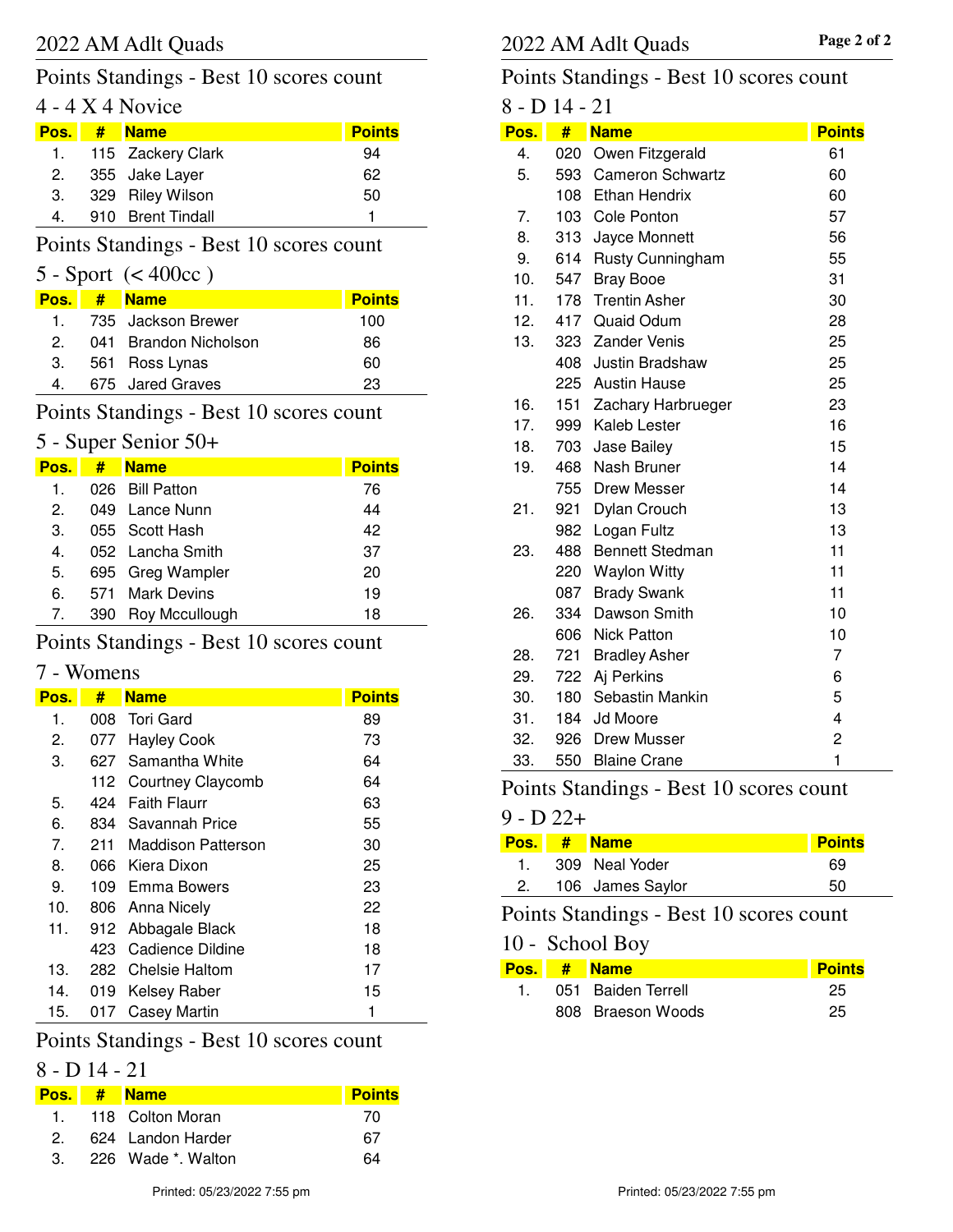## 2022 AM Adlt Quads

### Points Standings - Best 10 scores count

### 4 - 4 X 4 Novice

| Pos. | # | Name | Points |
|---|---|---|---|
| 1. | 115 | Zackery Clark | 94 |
| 2. | 355 | Jake Layer | 62 |
| 3. | 329 | Riley Wilson | 50 |
| 4. | 910 | Brent Tindall | 1 |

### Points Standings - Best 10 scores count

### 5 - Sport (< 400cc )

| Pos. | # | Name | Points |
|---|---|---|---|
| 1. | 735 | Jackson Brewer | 100 |
| 2. | 041 | Brandon Nicholson | 86 |
| 3. | 561 | Ross Lynas | 60 |
| 4. | 675 | Jared Graves | 23 |

### Points Standings - Best 10 scores count

### 5 - Super Senior 50+

| Pos. | # | Name | Points |
|---|---|---|---|
| 1. | 026 | Bill Patton | 76 |
| 2. | 049 | Lance Nunn | 44 |
| 3. | 055 | Scott Hash | 42 |
| 4. | 052 | Lancha Smith | 37 |
| 5. | 695 | Greg Wampler | 20 |
| 6. | 571 | Mark Devins | 19 |
| 7. | 390 | Roy Mccullough | 18 |

### Points Standings - Best 10 scores count

### 7 - Womens

| Pos. | # | Name | Points |
|---|---|---|---|
| 1. | 008 | Tori Gard | 89 |
| 2. | 077 | Hayley Cook | 73 |
| 3. | 627 | Samantha White | 64 |
| | 112 | Courtney Claycomb | 64 |
| 5. | 424 | Faith Flaurr | 63 |
| 6. | 834 | Savannah Price | 55 |
| 7. | 211 | Maddison Patterson | 30 |
| 8. | 066 | Kiera Dixon | 25 |
| 9. | 109 | Emma Bowers | 23 |
| 10. | 806 | Anna Nicely | 22 |
| 11. | 912 | Abbagale Black | 18 |
| | 423 | Cadience Dildine | 18 |
| 13. | 282 | Chelsie Haltom | 17 |
| 14. | 019 | Kelsey Raber | 15 |
| 15. | 017 | Casey Martin | 1 |

### Points Standings - Best 10 scores count

### 8 - D 14 - 21

| Pos. | # | Name | Points |
|---|---|---|---|
| 1. | 118 | Colton Moran | 70 |
| 2. | 624 | Landon Harder | 67 |
| 3. | 226 | Wade *. Walton | 64 |
| 4. | 020 | Owen Fitzgerald | 61 |
| 5. | 593 | Cameron Schwartz | 60 |
| | 108 | Ethan Hendrix | 60 |
| 7. | 103 | Cole Ponton | 57 |
| 8. | 313 | Jayce Monnett | 56 |
| 9. | 614 | Rusty Cunningham | 55 |
| 10. | 547 | Bray Booe | 31 |
| 11. | 178 | Trentin Asher | 30 |
| 12. | 417 | Quaid Odum | 28 |
| 13. | 323 | Zander Venis | 25 |
| | 408 | Justin Bradshaw | 25 |
| | 225 | Austin Hause | 25 |
| 16. | 151 | Zachary Harbrueger | 23 |
| 17. | 999 | Kaleb Lester | 16 |
| 18. | 703 | Jase Bailey | 15 |
| 19. | 468 | Nash Bruner | 14 |
| | 755 | Drew Messer | 14 |
| 21. | 921 | Dylan Crouch | 13 |
| | 982 | Logan Fultz | 13 |
| 23. | 488 | Bennett Stedman | 11 |
| | 220 | Waylon Witty | 11 |
| | 087 | Brady Swank | 11 |
| 26. | 334 | Dawson Smith | 10 |
| | 606 | Nick Patton | 10 |
| 28. | 721 | Bradley Asher | 7 |
| 29. | 722 | Aj Perkins | 6 |
| 30. | 180 | Sebastin Mankin | 5 |
| 31. | 184 | Jd Moore | 4 |
| 32. | 926 | Drew Musser | 2 |
| 33. | 550 | Blaine Crane | 1 |

### Points Standings - Best 10 scores count

### 9 - D 22+

| Pos. | # | Name | Points |
|---|---|---|---|
| 1. | 309 | Neal Yoder | 69 |
| 2. | 106 | James Saylor | 50 |

### Points Standings - Best 10 scores count

### 10 - School Boy

| Pos. | # | Name | Points |
|---|---|---|---|
| 1. | 051 | Baiden Terrell | 25 |
| | 808 | Braeson Woods | 25 |

Printed: 05/23/2022 7:55 pm